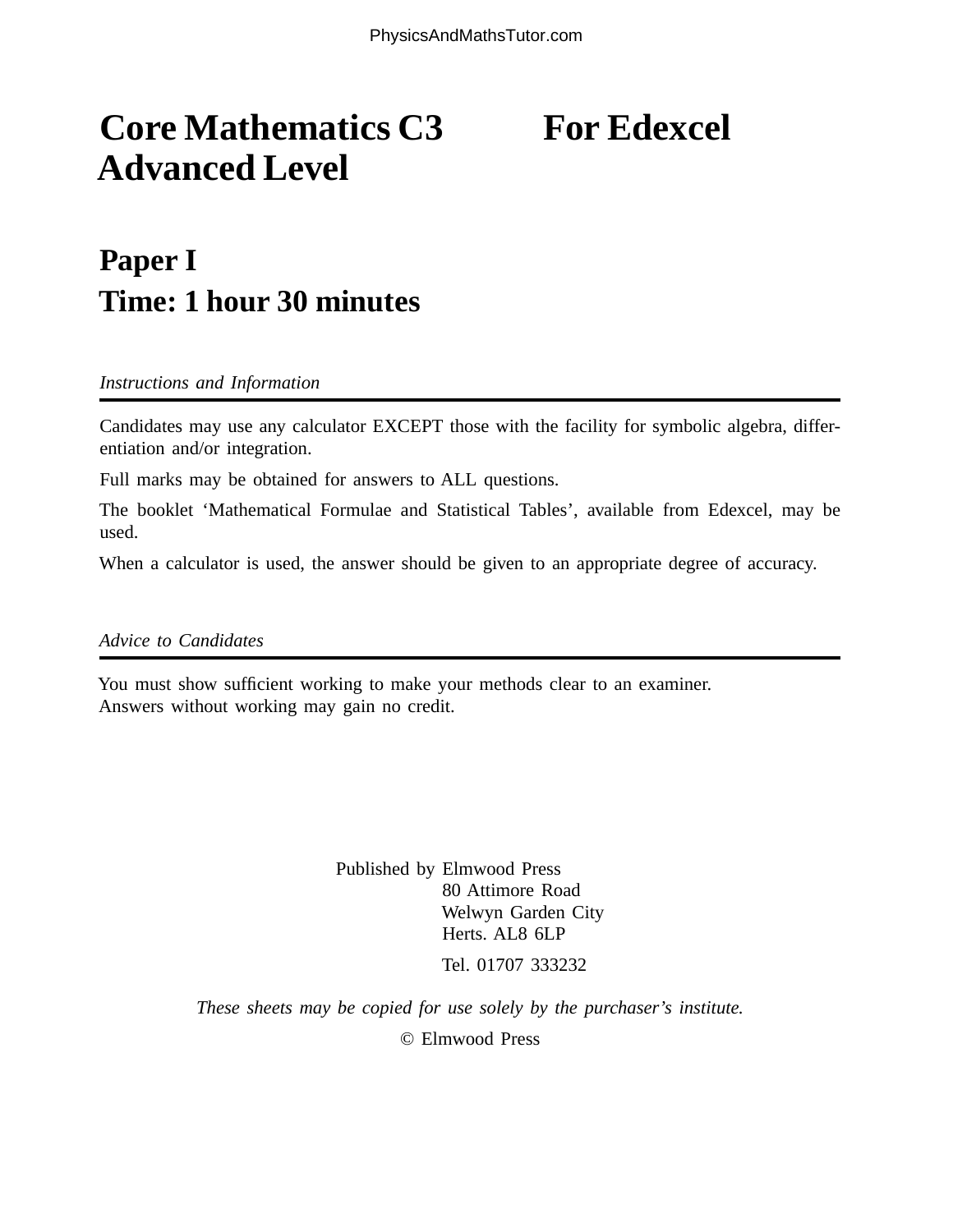# Core Mathematics C3 For Edexcel Advanced Level

## Paper I

## Time: 1 hour 30 minutes

*Instructions and Information*

Candidates may use any calculator EXCEPT those with the facility for symbolic algebra, differentiation and/or integration.

Full marks may be obtained for answers to ALL questions.

The booklet 'Mathematical Formulae and Statistical Tables', available from Edexcel, may be used.

When a calculator is used, the answer should be given to an appropriate degree of accuracy.

*Advice to Candidates*

You must show sufficient working to make your methods clear to an examiner.
Answers without working may gain no credit.

Published by Elmwood Press
80 Attimore Road
Welwyn Garden City
Herts. AL8 6LP

Tel. 01707 333232

*These sheets may be copied for use solely by the purchaser's institute.*

© Elmwood Press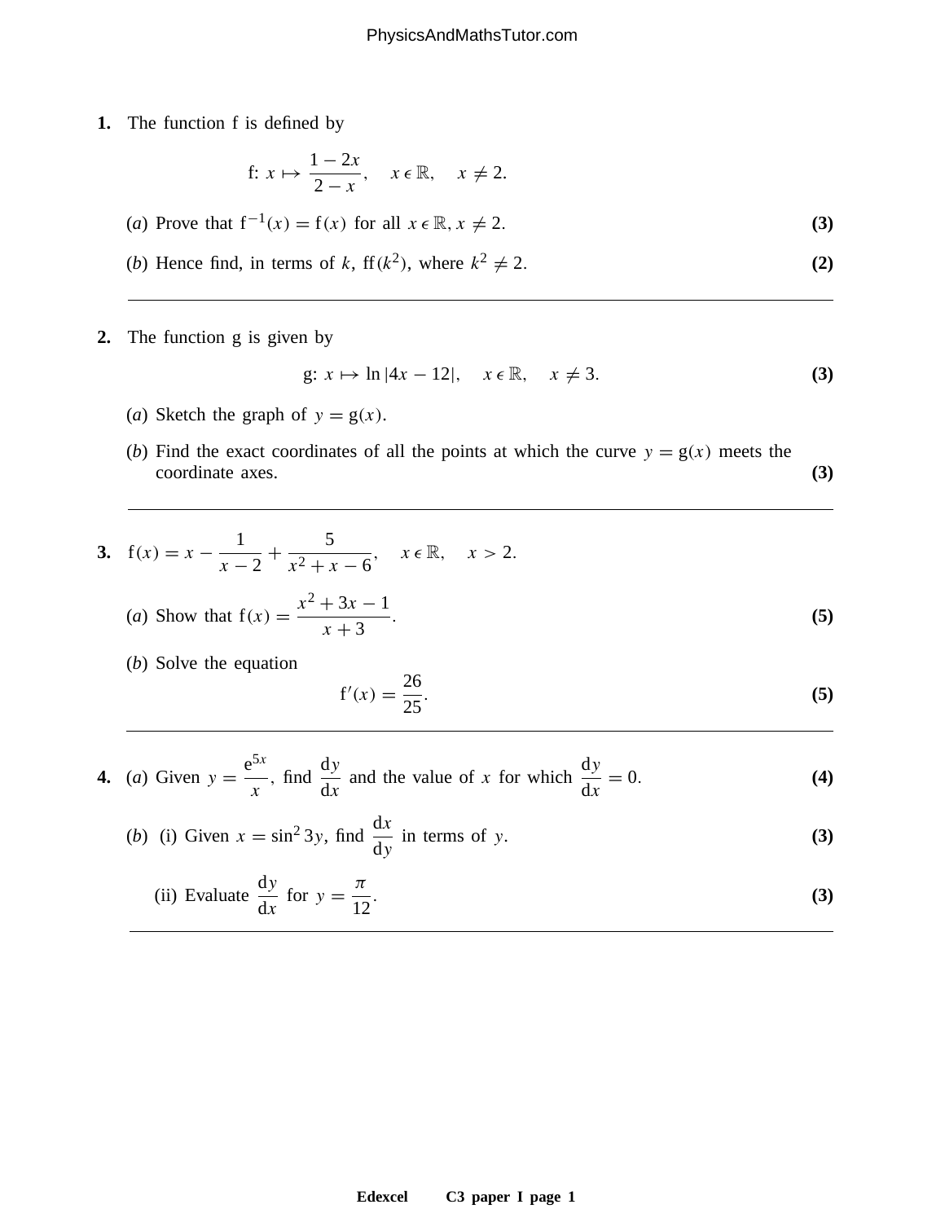**1.** The function f is defined by

$$\text{f}: x \mapsto \frac{1-2x}{2-x}, \quad x \in \mathbb{R}, \quad x \neq 2.$$

(*a*) Prove that $\text{f}^{-1}(x) = \text{f}(x)$ for all $x \in \mathbb{R}, x \neq 2$. **(3)**

(*b*) Hence find, in terms of $k$, $\text{ff}(k^2)$, where $k^2 \neq 2$. **(2)**

---

**2.** The function g is given by

$$\text{g}: x \mapsto \ln|4x - 12|, \quad x \in \mathbb{R}, \quad x \neq 3.$$ **(3)**

(*a*) Sketch the graph of $y = \text{g}(x)$.

(*b*) Find the exact coordinates of all the points at which the curve $y = \text{g}(x)$ meets the coordinate axes. **(3)**

---

**3.** $\text{f}(x) = x - \dfrac{1}{x-2} + \dfrac{5}{x^2 + x - 6}, \quad x \in \mathbb{R}, \quad x > 2.$

(*a*) Show that $\text{f}(x) = \dfrac{x^2 + 3x - 1}{x + 3}$. **(5)**

(*b*) Solve the equation

$$\text{f}'(x) = \frac{26}{25}.$$ **(5)**

---

**4.** (*a*) Given $y = \dfrac{e^{5x}}{x}$, find $\dfrac{dy}{dx}$ and the value of $x$ for which $\dfrac{dy}{dx} = 0$. **(4)**

(*b*) (i) Given $x = \sin^2 3y$, find $\dfrac{dx}{dy}$ in terms of $y$. **(3)**

(ii) Evaluate $\dfrac{dy}{dx}$ for $y = \dfrac{\pi}{12}$. **(3)**

---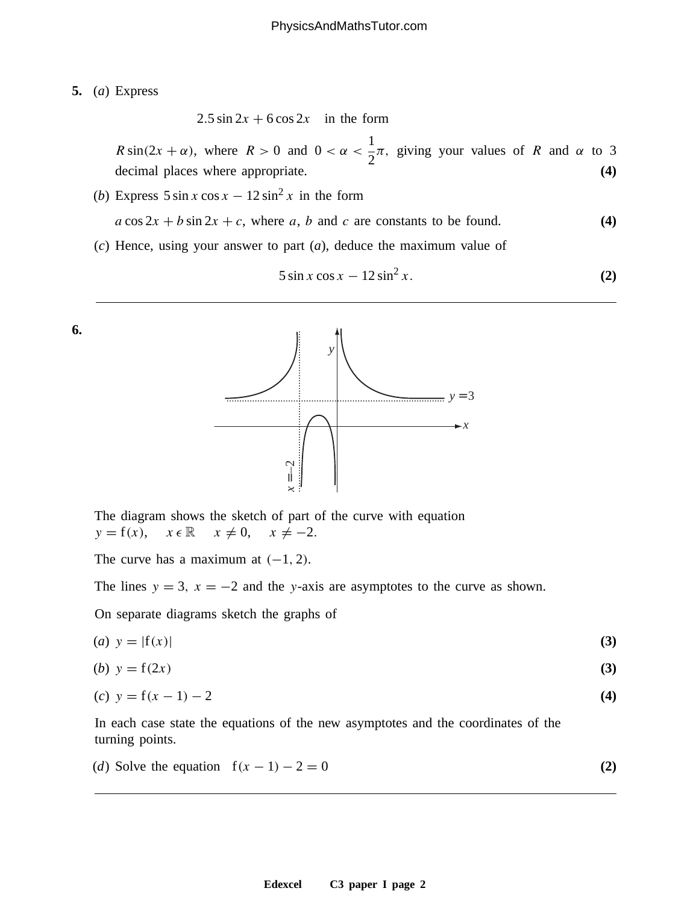**5.** (*a*) Express

$$2.5 \sin 2x + 6 \cos 2x \quad \text{in the form}$$

$R \sin(2x + \alpha)$, where $R > 0$ and $0 < \alpha < \frac{1}{2}\pi$, giving your values of $R$ and $\alpha$ to 3 decimal places where appropriate. **(4)**

(*b*) Express $5 \sin x \cos x - 12 \sin^2 x$ in the form

$a \cos 2x + b \sin 2x + c$, where $a$, $b$ and $c$ are constants to be found. **(4)**

(*c*) Hence, using your answer to part (*a*), deduce the maximum value of

$$5 \sin x \cos x - 12 \sin^2 x. \qquad \textbf{(2)}$$

---

**6.**

The diagram shows the sketch of part of the curve with equation
$y = \text{f}(x), \quad x \in \mathbb{R} \quad x \neq 0, \quad x \neq -2.$

The curve has a maximum at $(-1, 2)$.

The lines $y = 3$, $x = -2$ and the $y$-axis are asymptotes to the curve as shown.

On separate diagrams sketch the graphs of

(*a*) $y = |\text{f}(x)|$ **(3)**

(*b*) $y = \text{f}(2x)$ **(3)**

(*c*) $y = \text{f}(x - 1) - 2$ **(4)**

In each case state the equations of the new asymptotes and the coordinates of the turning points.

(*d*) Solve the equation $\text{f}(x - 1) - 2 = 0$ **(2)**

---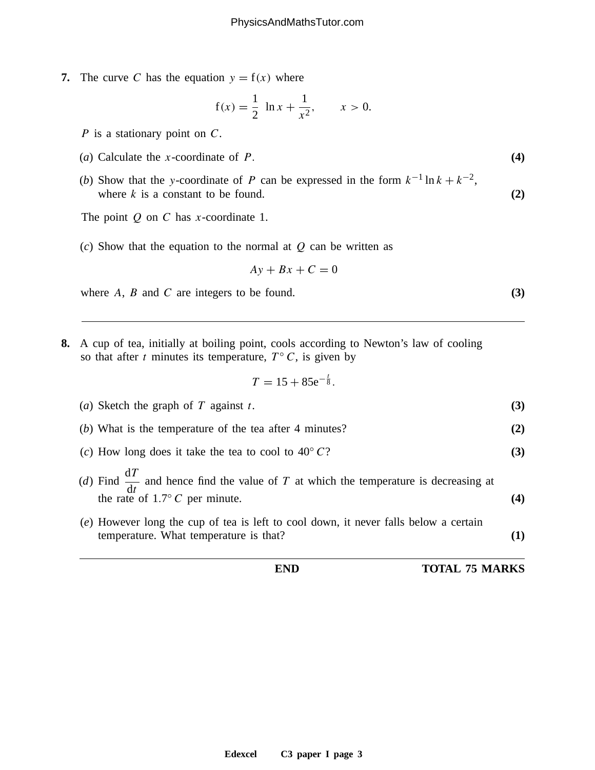**7.** The curve $C$ has the equation $y = f(x)$ where

$$f(x) = \frac{1}{2} \ln x + \frac{1}{x^2}, \qquad x > 0.$$

$P$ is a stationary point on $C$.

(*a*) Calculate the $x$-coordinate of $P$. **(4)**

(*b*) Show that the $y$-coordinate of $P$ can be expressed in the form $k^{-1} \ln k + k^{-2}$, where $k$ is a constant to be found. **(2)**

The point $Q$ on $C$ has $x$-coordinate 1.

(*c*) Show that the equation to the normal at $Q$ can be written as

$$Ay + Bx + C = 0$$

where $A$, $B$ and $C$ are integers to be found. **(3)**

---

**8.** A cup of tea, initially at boiling point, cools according to Newton's law of cooling so that after $t$ minutes its temperature, $T^\circ C$, is given by

$$T = 15 + 85e^{-\frac{t}{8}}.$$

(*a*) Sketch the graph of $T$ against $t$. **(3)**

(*b*) What is the temperature of the tea after 4 minutes? **(2)**

(*c*) How long does it take the tea to cool to $40^\circ C$? **(3)**

(*d*) Find $\frac{dT}{dt}$ and hence find the value of $T$ at which the temperature is decreasing at the rate of $1.7^\circ C$ per minute. **(4)**

(*e*) However long the cup of tea is left to cool down, it never falls below a certain temperature. What temperature is that? **(1)**

---

**END** **TOTAL 75 MARKS**